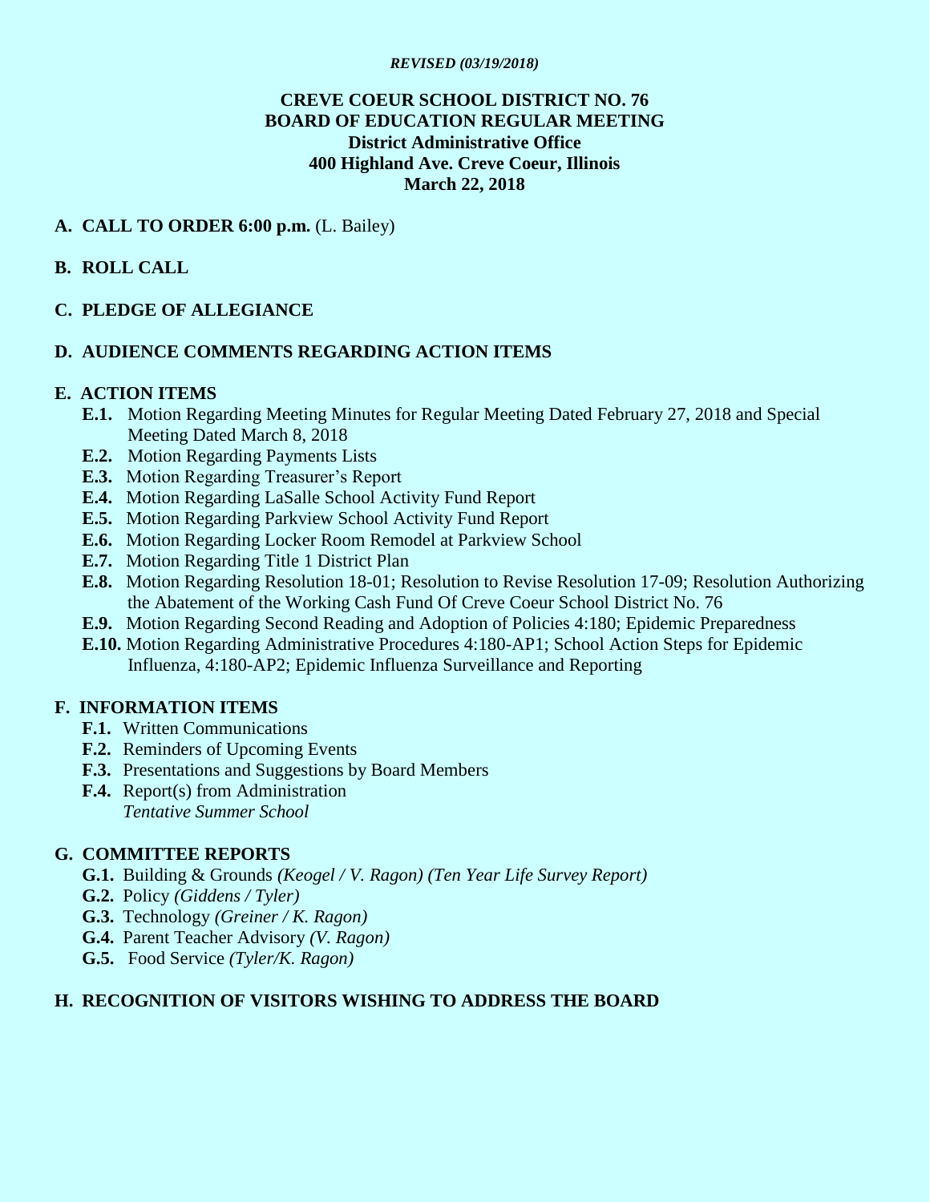*REVISED (03/19/2018)*

**CREVE COEUR SCHOOL DISTRICT NO. 76**
**BOARD OF EDUCATION REGULAR MEETING**
**District Administrative Office**
**400 Highland Ave. Creve Coeur, Illinois**
**March 22, 2018**

**A. CALL TO ORDER 6:00 p.m.** (L. Bailey)

**B. ROLL CALL**

**C. PLEDGE OF ALLEGIANCE**

**D. AUDIENCE COMMENTS REGARDING ACTION ITEMS**

**E. ACTION ITEMS**

- **E.1.** Motion Regarding Meeting Minutes for Regular Meeting Dated February 27, 2018 and Special Meeting Dated March 8, 2018
- **E.2.** Motion Regarding Payments Lists
- **E.3.** Motion Regarding Treasurer's Report
- **E.4.** Motion Regarding LaSalle School Activity Fund Report
- **E.5.** Motion Regarding Parkview School Activity Fund Report
- **E.6.** Motion Regarding Locker Room Remodel at Parkview School
- **E.7.** Motion Regarding Title 1 District Plan
- **E.8.** Motion Regarding Resolution 18-01; Resolution to Revise Resolution 17-09; Resolution Authorizing the Abatement of the Working Cash Fund Of Creve Coeur School District No. 76
- **E.9.** Motion Regarding Second Reading and Adoption of Policies 4:180; Epidemic Preparedness
- **E.10.** Motion Regarding Administrative Procedures 4:180-AP1; School Action Steps for Epidemic Influenza, 4:180-AP2; Epidemic Influenza Surveillance and Reporting

**F. INFORMATION ITEMS**

- **F.1.** Written Communications
- **F.2.** Reminders of Upcoming Events
- **F.3.** Presentations and Suggestions by Board Members
- **F.4.** Report(s) from Administration
  *Tentative Summer School*

**G. COMMITTEE REPORTS**

- **G.1.** Building & Grounds *(Keogel / V. Ragon) (Ten Year Life Survey Report)*
- **G.2.** Policy *(Giddens / Tyler)*
- **G.3.** Technology *(Greiner / K. Ragon)*
- **G.4.** Parent Teacher Advisory *(V. Ragon)*
- **G.5.** Food Service *(Tyler/K. Ragon)*

**H. RECOGNITION OF VISITORS WISHING TO ADDRESS THE BOARD**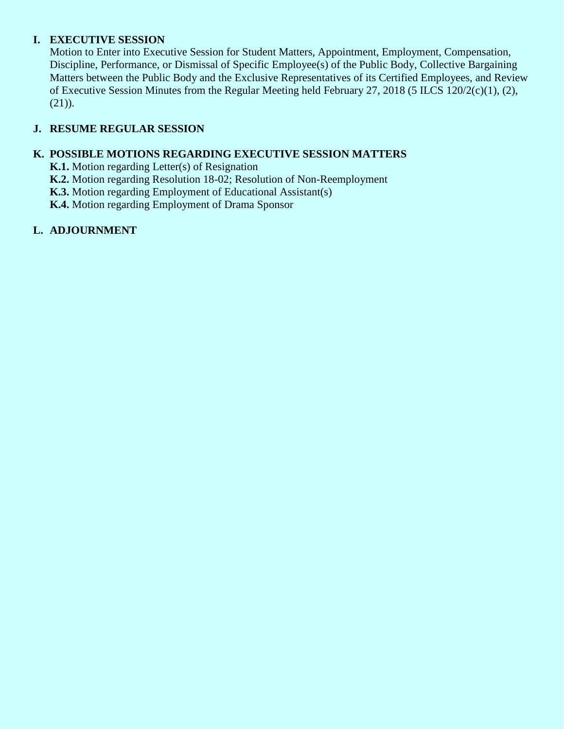## I. EXECUTIVE SESSION

Motion to Enter into Executive Session for Student Matters, Appointment, Employment, Compensation, Discipline, Performance, or Dismissal of Specific Employee(s) of the Public Body, Collective Bargaining Matters between the Public Body and the Exclusive Representatives of its Certified Employees, and Review of Executive Session Minutes from the Regular Meeting held February 27, 2018 (5 ILCS 120/2(c)(1), (2), (21)).

## J. RESUME REGULAR SESSION

## K. POSSIBLE MOTIONS REGARDING EXECUTIVE SESSION MATTERS

**K.1.** Motion regarding Letter(s) of Resignation
**K.2.** Motion regarding Resolution 18-02; Resolution of Non-Reemployment
**K.3.** Motion regarding Employment of Educational Assistant(s)
**K.4.** Motion regarding Employment of Drama Sponsor

## L. ADJOURNMENT